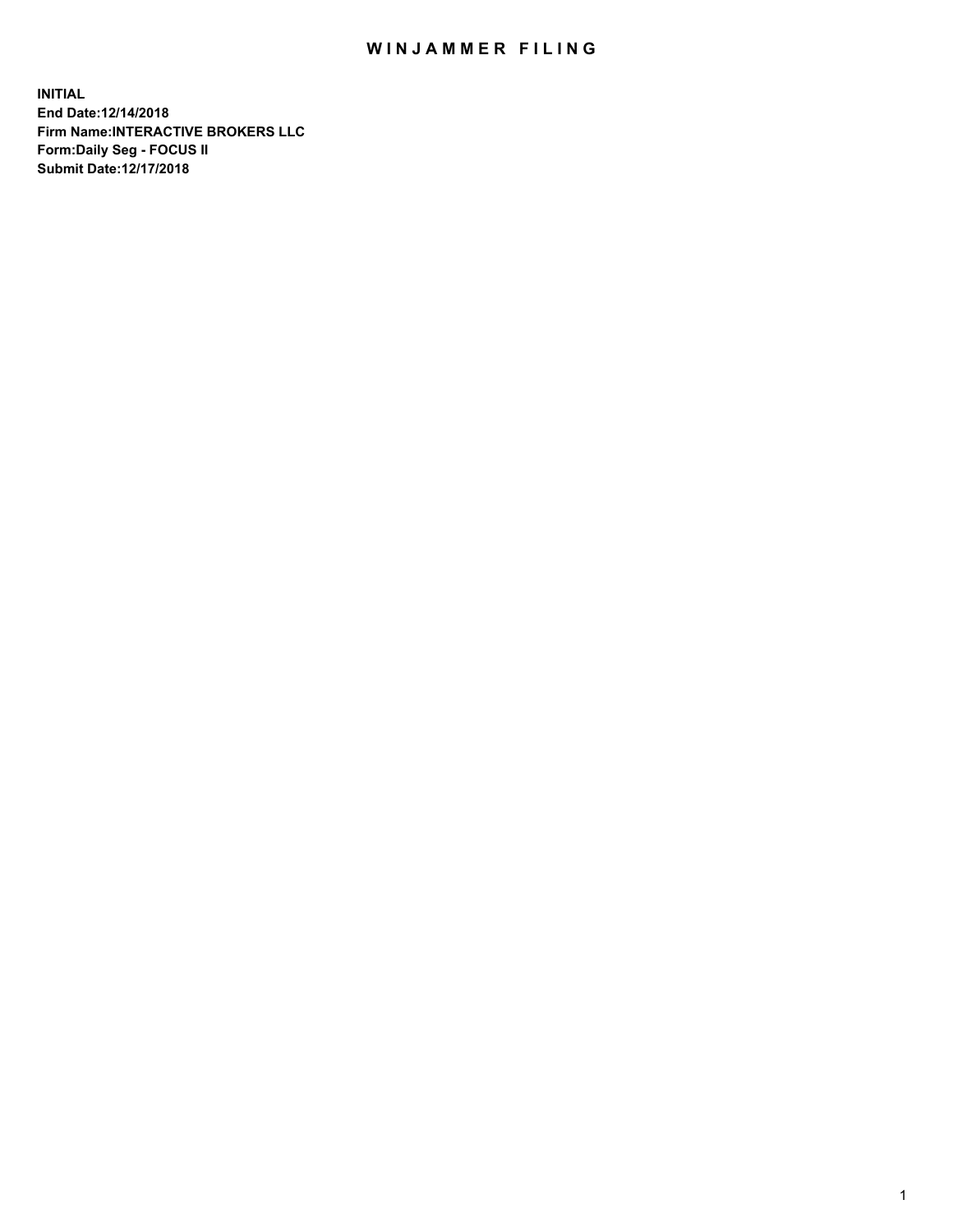# WINJAMMER FILING

**INITIAL**
**End Date:12/14/2018**
**Firm Name:INTERACTIVE BROKERS LLC**
**Form:Daily Seg - FOCUS II**
**Submit Date:12/17/2018**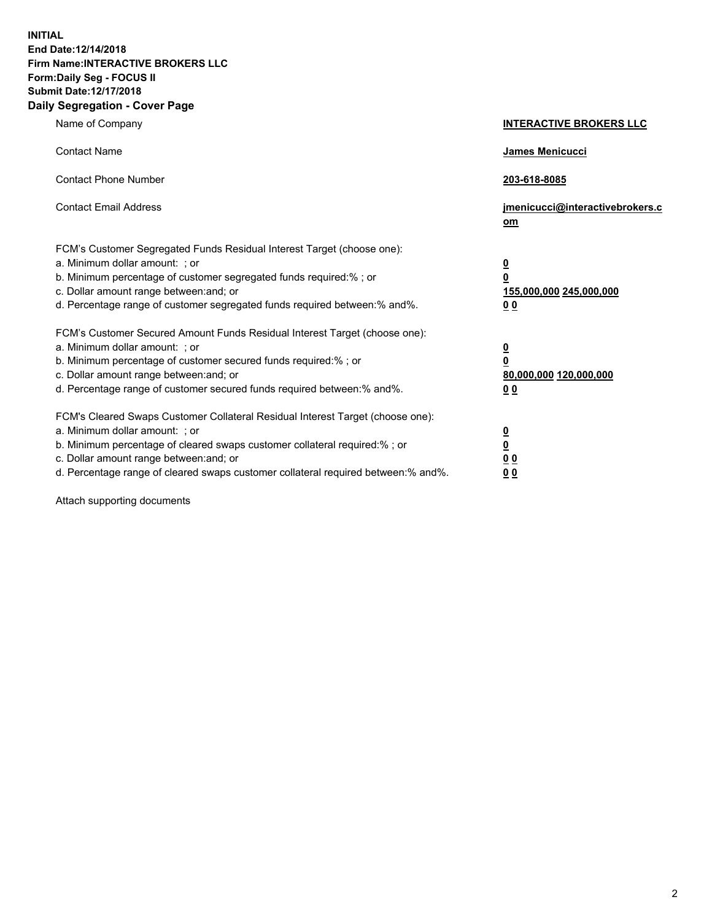**INITIAL**
**End Date:12/14/2018**
**Firm Name:INTERACTIVE BROKERS LLC**
**Form:Daily Seg - FOCUS II**
**Submit Date:12/17/2018**

## Daily Segregation - Cover Page

| | |
|---|---|
| Name of Company | **INTERACTIVE BROKERS LLC** |
| Contact Name | **James Menicucci** |
| Contact Phone Number | **203-618-8085** |
| Contact Email Address | **jmenicucci@interactivebrokers.com** |

FCM's Customer Segregated Funds Residual Interest Target (choose one):

| | |
|---|---|
| a. Minimum dollar amount: ; or | **0** |
| b. Minimum percentage of customer segregated funds required:% ; or | **0** |
| c. Dollar amount range between:and; or | **155,000,000 245,000,000** |
| d. Percentage range of customer segregated funds required between:% and%. | **0 0** |

FCM's Customer Secured Amount Funds Residual Interest Target (choose one):

| | |
|---|---|
| a. Minimum dollar amount: ; or | **0** |
| b. Minimum percentage of customer secured funds required:% ; or | **0** |
| c. Dollar amount range between:and; or | **80,000,000 120,000,000** |
| d. Percentage range of customer secured funds required between:% and%. | **0 0** |

FCM's Cleared Swaps Customer Collateral Residual Interest Target (choose one):

| | |
|---|---|
| a. Minimum dollar amount: ; or | **0** |
| b. Minimum percentage of cleared swaps customer collateral required:% ; or | **0** |
| c. Dollar amount range between:and; or | **0 0** |
| d. Percentage range of cleared swaps customer collateral required between:% and%. | **0 0** |

Attach supporting documents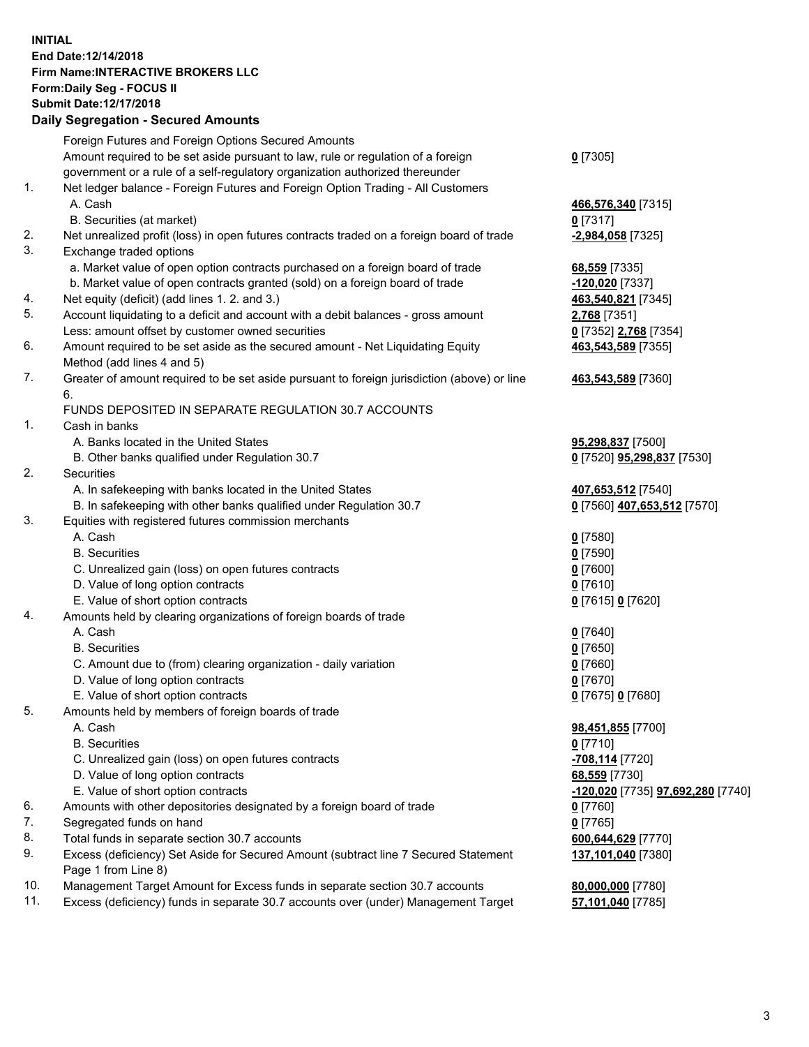**INITIAL**
**End Date:12/14/2018**
**Firm Name:INTERACTIVE BROKERS LLC**
**Form:Daily Seg - FOCUS II**
**Submit Date:12/17/2018**
**Daily Segregation - Secured Amounts**

| | | |
|---|---|---|
| | Foreign Futures and Foreign Options Secured Amounts | |
| | Amount required to be set aside pursuant to law, rule or regulation of a foreign government or a rule of a self-regulatory organization authorized thereunder | **0** [7305] |
| 1. | Net ledger balance - Foreign Futures and Foreign Option Trading - All Customers | |
| | A. Cash | **466,576,340** [7315] |
| | B. Securities (at market) | **0** [7317] |
| 2. | Net unrealized profit (loss) in open futures contracts traded on a foreign board of trade | **-2,984,058** [7325] |
| 3. | Exchange traded options | |
| | a. Market value of open option contracts purchased on a foreign board of trade | **68,559** [7335] |
| | b. Market value of open contracts granted (sold) on a foreign board of trade | **-120,020** [7337] |
| 4. | Net equity (deficit) (add lines 1. 2. and 3.) | **463,540,821** [7345] |
| 5. | Account liquidating to a deficit and account with a debit balances - gross amount | **2,768** [7351] |
| | Less: amount offset by customer owned securities | **0** [7352] **2,768** [7354] |
| 6. | Amount required to be set aside as the secured amount - Net Liquidating Equity Method (add lines 4 and 5) | **463,543,589** [7355] |
| 7. | Greater of amount required to be set aside pursuant to foreign jurisdiction (above) or line 6. | **463,543,589** [7360] |
| | FUNDS DEPOSITED IN SEPARATE REGULATION 30.7 ACCOUNTS | |
| 1. | Cash in banks | |
| | A. Banks located in the United States | **95,298,837** [7500] |
| | B. Other banks qualified under Regulation 30.7 | **0** [7520] **95,298,837** [7530] |
| 2. | Securities | |
| | A. In safekeeping with banks located in the United States | **407,653,512** [7540] |
| | B. In safekeeping with other banks qualified under Regulation 30.7 | **0** [7560] **407,653,512** [7570] |
| 3. | Equities with registered futures commission merchants | |
| | A. Cash | **0** [7580] |
| | B. Securities | **0** [7590] |
| | C. Unrealized gain (loss) on open futures contracts | **0** [7600] |
| | D. Value of long option contracts | **0** [7610] |
| | E. Value of short option contracts | **0** [7615] **0** [7620] |
| 4. | Amounts held by clearing organizations of foreign boards of trade | |
| | A. Cash | **0** [7640] |
| | B. Securities | **0** [7650] |
| | C. Amount due to (from) clearing organization - daily variation | **0** [7660] |
| | D. Value of long option contracts | **0** [7670] |
| | E. Value of short option contracts | **0** [7675] **0** [7680] |
| 5. | Amounts held by members of foreign boards of trade | |
| | A. Cash | **98,451,855** [7700] |
| | B. Securities | **0** [7710] |
| | C. Unrealized gain (loss) on open futures contracts | **-708,114** [7720] |
| | D. Value of long option contracts | **68,559** [7730] |
| | E. Value of short option contracts | **-120,020** [7735] **97,692,280** [7740] |
| 6. | Amounts with other depositories designated by a foreign board of trade | **0** [7760] |
| 7. | Segregated funds on hand | **0** [7765] |
| 8. | Total funds in separate section 30.7 accounts | **600,644,629** [7770] |
| 9. | Excess (deficiency) Set Aside for Secured Amount (subtract line 7 Secured Statement Page 1 from Line 8) | **137,101,040** [7380] |
| 10. | Management Target Amount for Excess funds in separate section 30.7 accounts | **80,000,000** [7780] |
| 11. | Excess (deficiency) funds in separate 30.7 accounts over (under) Management Target | **57,101,040** [7785] |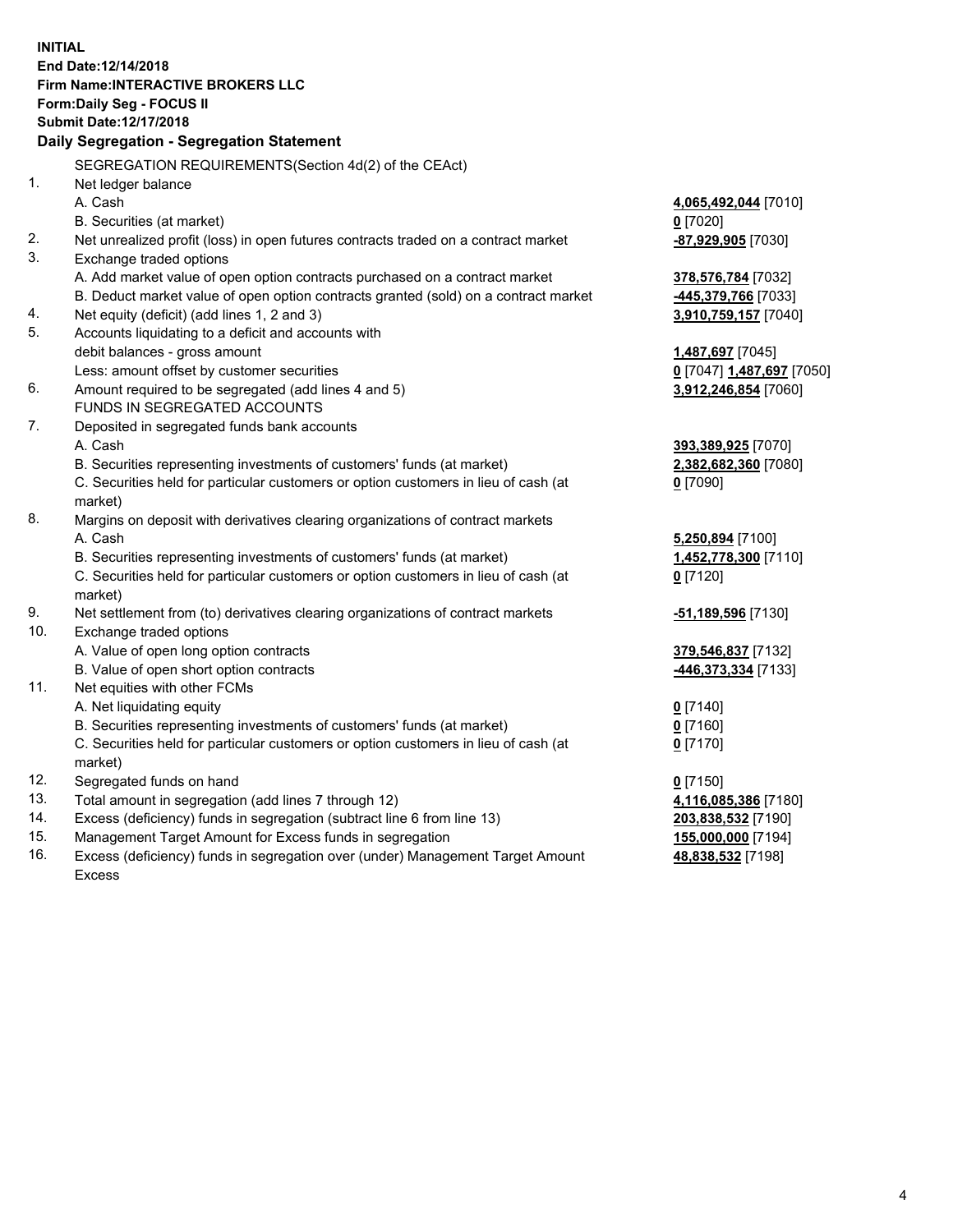**INITIAL**
**End Date:12/14/2018**
**Firm Name:INTERACTIVE BROKERS LLC**
**Form:Daily Seg - FOCUS II**
**Submit Date:12/17/2018**

## Daily Segregation - Segregation Statement

SEGREGATION REQUIREMENTS(Section 4d(2) of the CEAct)

| | | |
|---|---|---|
| 1. | Net ledger balance | |
| | A. Cash | **4,065,492,044** [7010] |
| | B. Securities (at market) | **0** [7020] |
| 2. | Net unrealized profit (loss) in open futures contracts traded on a contract market | **-87,929,905** [7030] |
| 3. | Exchange traded options | |
| | A. Add market value of open option contracts purchased on a contract market | **378,576,784** [7032] |
| | B. Deduct market value of open option contracts granted (sold) on a contract market | **-445,379,766** [7033] |
| 4. | Net equity (deficit) (add lines 1, 2 and 3) | **3,910,759,157** [7040] |
| 5. | Accounts liquidating to a deficit and accounts with debit balances - gross amount | **1,487,697** [7045] |
| | Less: amount offset by customer securities | **0** [7047] **1,487,697** [7050] |
| 6. | Amount required to be segregated (add lines 4 and 5) | **3,912,246,854** [7060] |
| | FUNDS IN SEGREGATED ACCOUNTS | |
| 7. | Deposited in segregated funds bank accounts | |
| | A. Cash | **393,389,925** [7070] |
| | B. Securities representing investments of customers' funds (at market) | **2,382,682,360** [7080] |
| | C. Securities held for particular customers or option customers in lieu of cash (at market) | **0** [7090] |
| 8. | Margins on deposit with derivatives clearing organizations of contract markets | |
| | A. Cash | **5,250,894** [7100] |
| | B. Securities representing investments of customers' funds (at market) | **1,452,778,300** [7110] |
| | C. Securities held for particular customers or option customers in lieu of cash (at market) | **0** [7120] |
| 9. | Net settlement from (to) derivatives clearing organizations of contract markets | **-51,189,596** [7130] |
| 10. | Exchange traded options | |
| | A. Value of open long option contracts | **379,546,837** [7132] |
| | B. Value of open short option contracts | **-446,373,334** [7133] |
| 11. | Net equities with other FCMs | |
| | A. Net liquidating equity | **0** [7140] |
| | B. Securities representing investments of customers' funds (at market) | **0** [7160] |
| | C. Securities held for particular customers or option customers in lieu of cash (at market) | **0** [7170] |
| 12. | Segregated funds on hand | **0** [7150] |
| 13. | Total amount in segregation (add lines 7 through 12) | **4,116,085,386** [7180] |
| 14. | Excess (deficiency) funds in segregation (subtract line 6 from line 13) | **203,838,532** [7190] |
| 15. | Management Target Amount for Excess funds in segregation | **155,000,000** [7194] |
| 16. | Excess (deficiency) funds in segregation over (under) Management Target Amount Excess | **48,838,532** [7198] |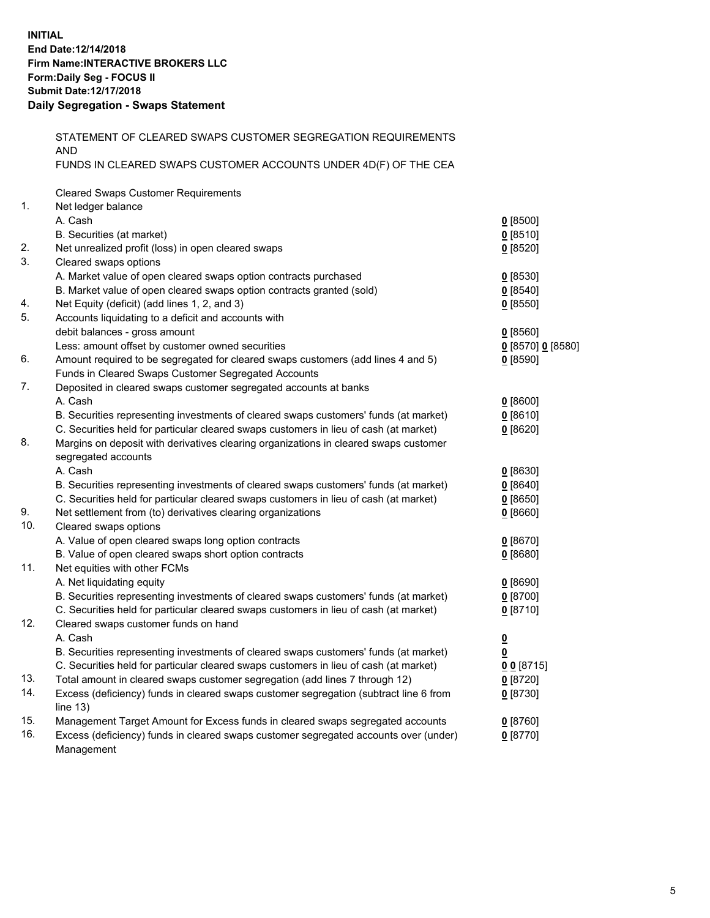**INITIAL**
**End Date:12/14/2018**
**Firm Name:INTERACTIVE BROKERS LLC**
**Form:Daily Seg - FOCUS II**
**Submit Date:12/17/2018**
**Daily Segregation - Swaps Statement**

STATEMENT OF CLEARED SWAPS CUSTOMER SEGREGATION REQUIREMENTS AND FUNDS IN CLEARED SWAPS CUSTOMER ACCOUNTS UNDER 4D(F) OF THE CEA

| | | |
|---|---|---|
| | Cleared Swaps Customer Requirements | |
| 1. | Net ledger balance | |
| | A. Cash | 0 [8500] |
| | B. Securities (at market) | 0 [8510] |
| 2. | Net unrealized profit (loss) in open cleared swaps | 0 [8520] |
| 3. | Cleared swaps options | |
| | A. Market value of open cleared swaps option contracts purchased | 0 [8530] |
| | B. Market value of open cleared swaps option contracts granted (sold) | 0 [8540] |
| 4. | Net Equity (deficit) (add lines 1, 2, and 3) | 0 [8550] |
| 5. | Accounts liquidating to a deficit and accounts with debit balances - gross amount | 0 [8560] |
| | Less: amount offset by customer owned securities | 0 [8570] 0 [8580] |
| 6. | Amount required to be segregated for cleared swaps customers (add lines 4 and 5) | 0 [8590] |
| | Funds in Cleared Swaps Customer Segregated Accounts | |
| 7. | Deposited in cleared swaps customer segregated accounts at banks | |
| | A. Cash | 0 [8600] |
| | B. Securities representing investments of cleared swaps customers' funds (at market) | 0 [8610] |
| | C. Securities held for particular cleared swaps customers in lieu of cash (at market) | 0 [8620] |
| 8. | Margins on deposit with derivatives clearing organizations in cleared swaps customer segregated accounts | |
| | A. Cash | 0 [8630] |
| | B. Securities representing investments of cleared swaps customers' funds (at market) | 0 [8640] |
| | C. Securities held for particular cleared swaps customers in lieu of cash (at market) | 0 [8650] |
| 9. | Net settlement from (to) derivatives clearing organizations | 0 [8660] |
| 10. | Cleared swaps options | |
| | A. Value of open cleared swaps long option contracts | 0 [8670] |
| | B. Value of open cleared swaps short option contracts | 0 [8680] |
| 11. | Net equities with other FCMs | |
| | A. Net liquidating equity | 0 [8690] |
| | B. Securities representing investments of cleared swaps customers' funds (at market) | 0 [8700] |
| | C. Securities held for particular cleared swaps customers in lieu of cash (at market) | 0 [8710] |
| 12. | Cleared swaps customer funds on hand | |
| | A. Cash | 0 |
| | B. Securities representing investments of cleared swaps customers' funds (at market) | 0 |
| | C. Securities held for particular cleared swaps customers in lieu of cash (at market) | 0 0 [8715] |
| 13. | Total amount in cleared swaps customer segregation (add lines 7 through 12) | 0 [8720] |
| 14. | Excess (deficiency) funds in cleared swaps customer segregation (subtract line 6 from line 13) | 0 [8730] |
| 15. | Management Target Amount for Excess funds in cleared swaps segregated accounts | 0 [8760] |
| 16. | Excess (deficiency) funds in cleared swaps customer segregated accounts over (under) Management | 0 [8770] |